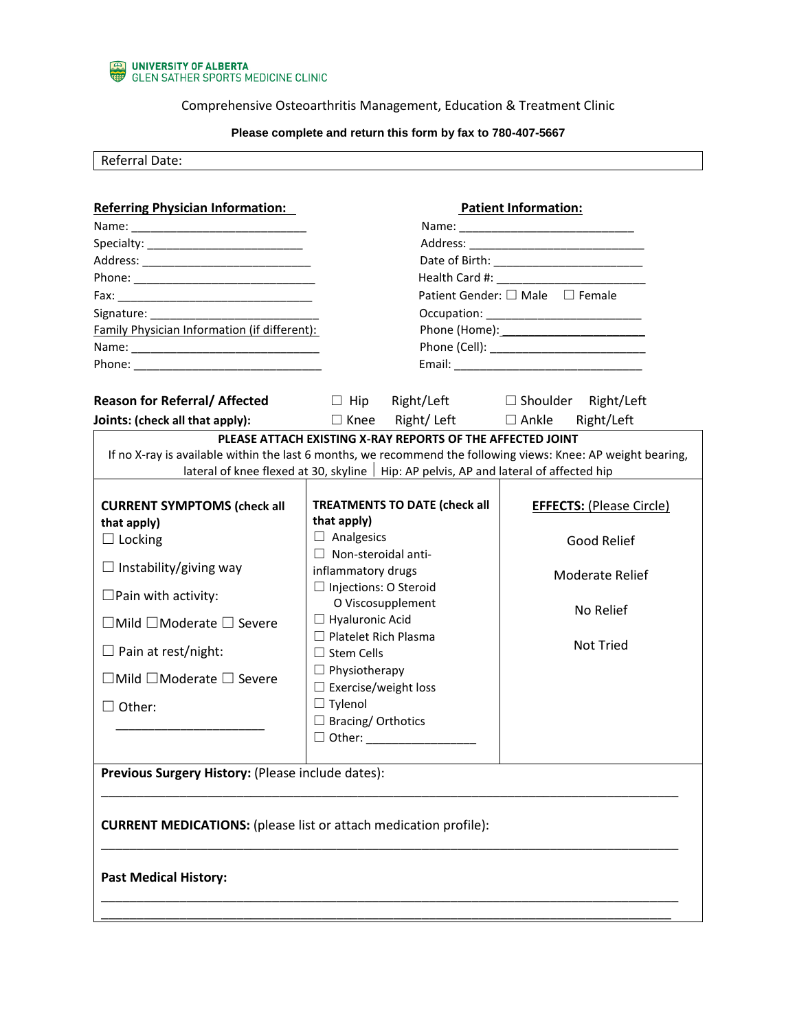UNIVERSITY OF ALBERTA
GLEN SATHER SPORTS MEDICINE CLINIC

Comprehensive Osteoarthritis Management, Education & Treatment Clinic

**Please complete and return this form by fax to 780-407-5667**

Referral Date:

**Referring Physician Information:**

Name: ___________________________
Specialty: ________________________
Address: __________________________
Phone: ____________________________
Fax: ______________________________
Signature: _________________________

Family Physician Information (if different):

Name: _____________________________
Phone: _____________________________

**Patient Information:**

Name: ___________________________
Address: __________________________
Date of Birth: ______________________
Health Card #: _____________________
Patient Gender: ☐ Male ☐ Female
Occupation: ________________________
Phone (Home): ______________________
Phone (Cell): _______________________
Email: _____________________________

**Reason for Referral/ Affected Joints: (check all that apply):**

☐ Hip Right/Left ☐ Shoulder Right/Left
☐ Knee Right/ Left ☐ Ankle Right/Left

**PLEASE ATTACH EXISTING X-RAY REPORTS OF THE AFFECTED JOINT**

If no X-ray is available within the last 6 months, we recommend the following views: Knee: AP weight bearing, lateral of knee flexed at 30, skyline | Hip: AP pelvis, AP and lateral of affected hip

| **CURRENT SYMPTOMS (check all that apply)** | **TREATMENTS TO DATE (check all that apply)** | **EFFECTS: (Please Circle)** |
|---|---|---|
| ☐ Locking<br>☐ Instability/giving way<br>☐Pain with activity:<br>☐Mild ☐Moderate ☐ Severe<br>☐ Pain at rest/night:<br>☐Mild ☐Moderate ☐ Severe<br>☐ Other:<br>______________________ | ☐ Analgesics<br>☐ Non-steroidal anti-inflammatory drugs<br>☐ Injections: O Steroid<br>O Viscosupplement<br>☐ Hyaluronic Acid<br>☐ Platelet Rich Plasma<br>☐ Stem Cells<br>☐ Physiotherapy<br>☐ Exercise/weight loss<br>☐ Tylenol<br>☐ Bracing/ Orthotics<br>☐ Other: ________________ | Good Relief<br>Moderate Relief<br>No Relief<br>Not Tried |

**Previous Surgery History:** (Please include dates):

_____________________________________________________________________________

**CURRENT MEDICATIONS:** (please list or attach medication profile):

_____________________________________________________________________________

**Past Medical History:**

_____________________________________________________________________________

_____________________________________________________________________________